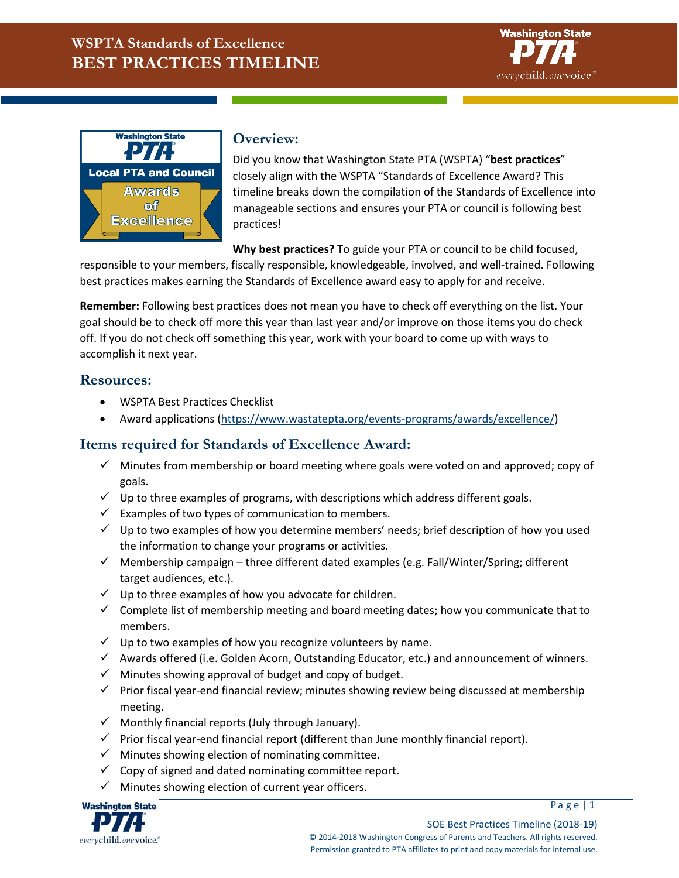# WSPTA Standards of Excellence
# BEST PRACTICES TIMELINE

## Overview:

Did you know that Washington State PTA (WSPTA) "**best practices**" closely align with the WSPTA "Standards of Excellence Award? This timeline breaks down the compilation of the Standards of Excellence into manageable sections and ensures your PTA or council is following best practices!

**Why best practices?** To guide your PTA or council to be child focused, responsible to your members, fiscally responsible, knowledgeable, involved, and well-trained. Following best practices makes earning the Standards of Excellence award easy to apply for and receive.

**Remember:** Following best practices does not mean you have to check off everything on the list. Your goal should be to check off more this year than last year and/or improve on those items you do check off. If you do not check off something this year, work with your board to come up with ways to accomplish it next year.

## Resources:

- WSPTA Best Practices Checklist
- Award applications (https://www.wastatepta.org/events-programs/awards/excellence/)

## Items required for Standards of Excellence Award:

- ✓ Minutes from membership or board meeting where goals were voted on and approved; copy of goals.
- ✓ Up to three examples of programs, with descriptions which address different goals.
- ✓ Examples of two types of communication to members.
- ✓ Up to two examples of how you determine members' needs; brief description of how you used the information to change your programs or activities.
- ✓ Membership campaign – three different dated examples (e.g. Fall/Winter/Spring; different target audiences, etc.).
- ✓ Up to three examples of how you advocate for children.
- ✓ Complete list of membership meeting and board meeting dates; how you communicate that to members.
- ✓ Up to two examples of how you recognize volunteers by name.
- ✓ Awards offered (i.e. Golden Acorn, Outstanding Educator, etc.) and announcement of winners.
- ✓ Minutes showing approval of budget and copy of budget.
- ✓ Prior fiscal year-end financial review; minutes showing review being discussed at membership meeting.
- ✓ Monthly financial reports (July through January).
- ✓ Prior fiscal year-end financial report (different than June monthly financial report).
- ✓ Minutes showing election of nominating committee.
- ✓ Copy of signed and dated nominating committee report.
- ✓ Minutes showing election of current year officers.

SOE Best Practices Timeline (2018-19)
© 2014-2018 Washington Congress of Parents and Teachers. All rights reserved.
Permission granted to PTA affiliates to print and copy materials for internal use.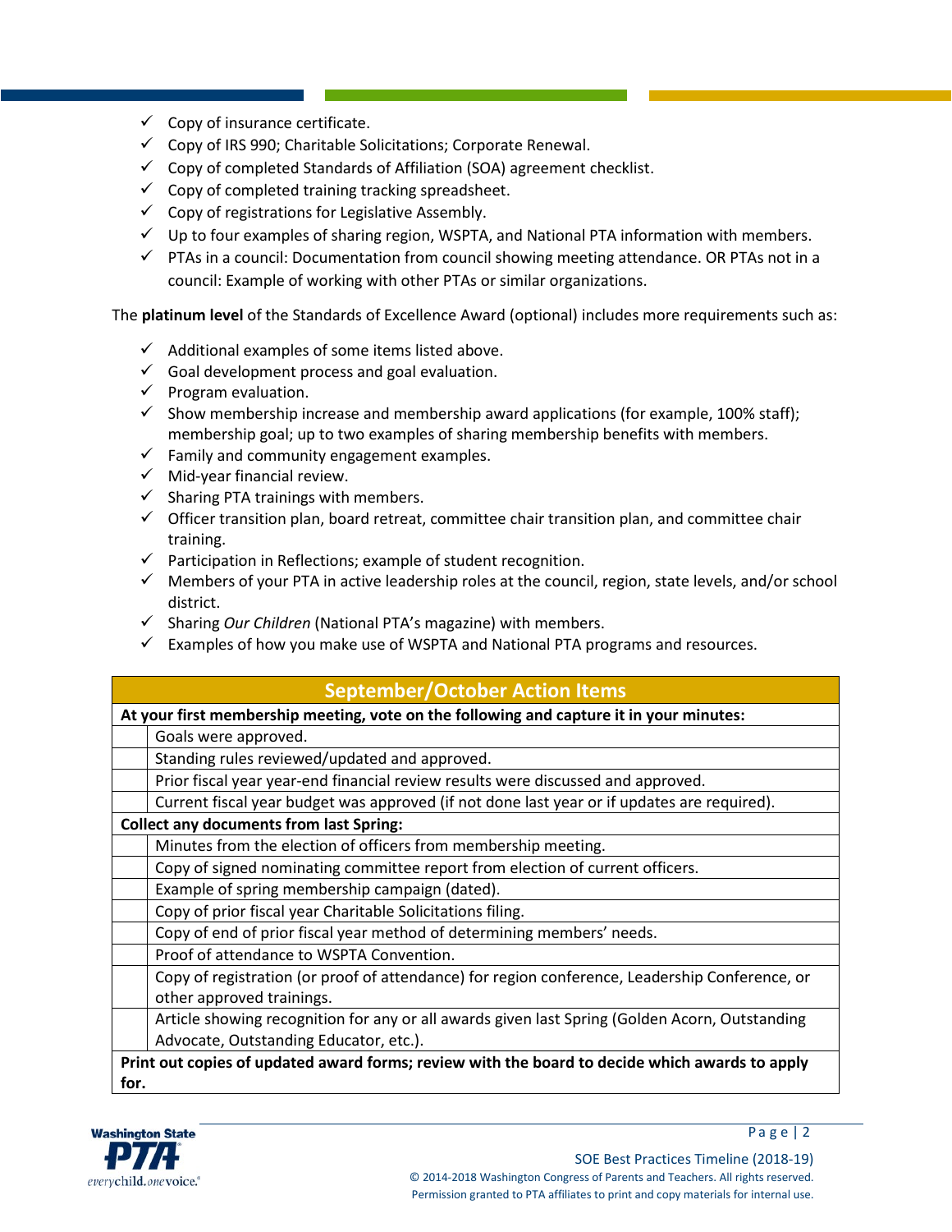- ✓ Copy of insurance certificate.
- ✓ Copy of IRS 990; Charitable Solicitations; Corporate Renewal.
- ✓ Copy of completed Standards of Affiliation (SOA) agreement checklist.
- ✓ Copy of completed training tracking spreadsheet.
- ✓ Copy of registrations for Legislative Assembly.
- ✓ Up to four examples of sharing region, WSPTA, and National PTA information with members.
- ✓ PTAs in a council: Documentation from council showing meeting attendance. OR PTAs not in a council: Example of working with other PTAs or similar organizations.

The **platinum level** of the Standards of Excellence Award (optional) includes more requirements such as:

- ✓ Additional examples of some items listed above.
- ✓ Goal development process and goal evaluation.
- ✓ Program evaluation.
- ✓ Show membership increase and membership award applications (for example, 100% staff); membership goal; up to two examples of sharing membership benefits with members.
- ✓ Family and community engagement examples.
- ✓ Mid-year financial review.
- ✓ Sharing PTA trainings with members.
- ✓ Officer transition plan, board retreat, committee chair transition plan, and committee chair training.
- ✓ Participation in Reflections; example of student recognition.
- ✓ Members of your PTA in active leadership roles at the council, region, state levels, and/or school district.
- ✓ Sharing *Our Children* (National PTA's magazine) with members.
- ✓ Examples of how you make use of WSPTA and National PTA programs and resources.

| September/October Action Items | |
|---|---|
| **At your first membership meeting, vote on the following and capture it in your minutes:** | |
| | Goals were approved. |
| | Standing rules reviewed/updated and approved. |
| | Prior fiscal year year-end financial review results were discussed and approved. |
| | Current fiscal year budget was approved (if not done last year or if updates are required). |
| **Collect any documents from last Spring:** | |
| | Minutes from the election of officers from membership meeting. |
| | Copy of signed nominating committee report from election of current officers. |
| | Example of spring membership campaign (dated). |
| | Copy of prior fiscal year Charitable Solicitations filing. |
| | Copy of end of prior fiscal year method of determining members' needs. |
| | Proof of attendance to WSPTA Convention. |
| | Copy of registration (or proof of attendance) for region conference, Leadership Conference, or other approved trainings. |
| | Article showing recognition for any or all awards given last Spring (Golden Acorn, Outstanding Advocate, Outstanding Educator, etc.). |
| **Print out copies of updated award forms; review with the board to decide which awards to apply for.** | |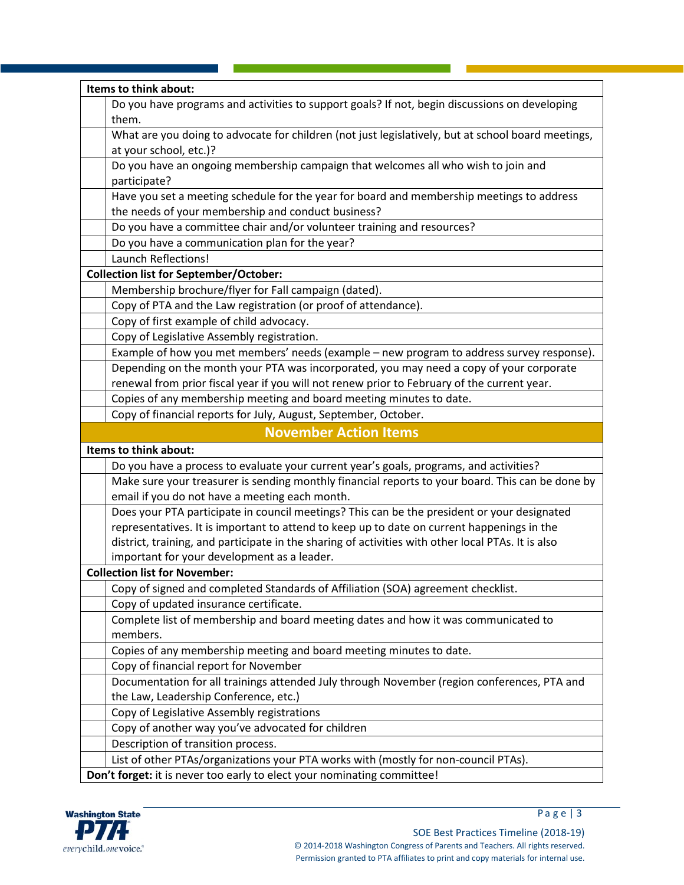| | Items to think about: |
|---|---|
| | Do you have programs and activities to support goals? If not, begin discussions on developing them. |
| | What are you doing to advocate for children (not just legislatively, but at school board meetings, at your school, etc.)? |
| | Do you have an ongoing membership campaign that welcomes all who wish to join and participate? |
| | Have you set a meeting schedule for the year for board and membership meetings to address the needs of your membership and conduct business? |
| | Do you have a committee chair and/or volunteer training and resources? |
| | Do you have a communication plan for the year? |
| | Launch Reflections! |
| | **Collection list for September/October:** |
| | Membership brochure/flyer for Fall campaign (dated). |
| | Copy of PTA and the Law registration (or proof of attendance). |
| | Copy of first example of child advocacy. |
| | Copy of Legislative Assembly registration. |
| | Example of how you met members' needs (example – new program to address survey response). |
| | Depending on the month your PTA was incorporated, you may need a copy of your corporate renewal from prior fiscal year if you will not renew prior to February of the current year. |
| | Copies of any membership meeting and board meeting minutes to date. |
| | Copy of financial reports for July, August, September, October. |

## November Action Items

| | Items to think about: |
|---|---|
| | Do you have a process to evaluate your current year's goals, programs, and activities? |
| | Make sure your treasurer is sending monthly financial reports to your board. This can be done by email if you do not have a meeting each month. |
| | Does your PTA participate in council meetings? This can be the president or your designated representatives. It is important to attend to keep up to date on current happenings in the district, training, and participate in the sharing of activities with other local PTAs. It is also important for your development as a leader. |
| | **Collection list for November:** |
| | Copy of signed and completed Standards of Affiliation (SOA) agreement checklist. |
| | Copy of updated insurance certificate. |
| | Complete list of membership and board meeting dates and how it was communicated to members. |
| | Copies of any membership meeting and board meeting minutes to date. |
| | Copy of financial report for November |
| | Documentation for all trainings attended July through November (region conferences, PTA and the Law, Leadership Conference, etc.) |
| | Copy of Legislative Assembly registrations |
| | Copy of another way you've advocated for children |
| | Description of transition process. |
| | List of other PTAs/organizations your PTA works with (mostly for non-council PTAs). |

**Don't forget:** it is never too early to elect your nominating committee!

SOE Best Practices Timeline (2018-19)
© 2014-2018 Washington Congress of Parents and Teachers. All rights reserved.
Permission granted to PTA affiliates to print and copy materials for internal use.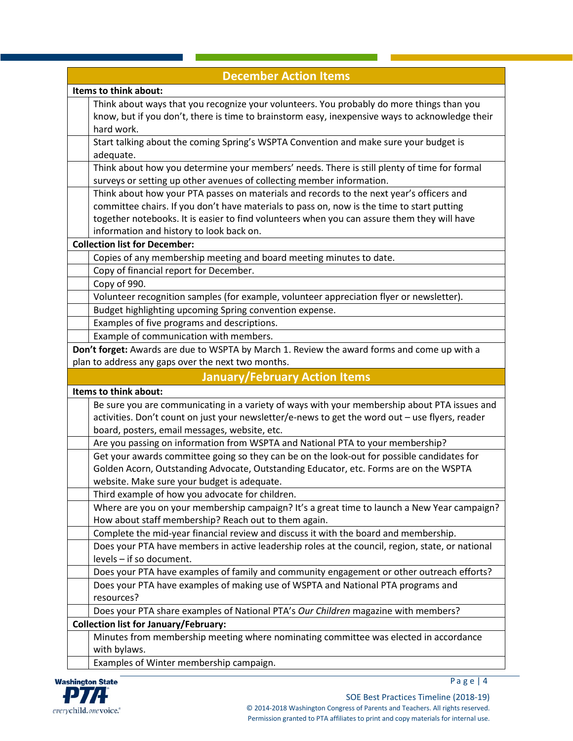| December Action Items | |
|---|---|
| **Items to think about:** | |
| | Think about ways that you recognize your volunteers. You probably do more things than you know, but if you don't, there is time to brainstorm easy, inexpensive ways to acknowledge their hard work. |
| | Start talking about the coming Spring's WSPTA Convention and make sure your budget is adequate. |
| | Think about how you determine your members' needs. There is still plenty of time for formal surveys or setting up other avenues of collecting member information. |
| | Think about how your PTA passes on materials and records to the next year's officers and committee chairs. If you don't have materials to pass on, now is the time to start putting together notebooks. It is easier to find volunteers when you can assure them they will have information and history to look back on. |
| **Collection list for December:** | |
| | Copies of any membership meeting and board meeting minutes to date. |
| | Copy of financial report for December. |
| | Copy of 990. |
| | Volunteer recognition samples (for example, volunteer appreciation flyer or newsletter). |
| | Budget highlighting upcoming Spring convention expense. |
| | Examples of five programs and descriptions. |
| | Example of communication with members. |
| **Don't forget:** Awards are due to WSPTA by March 1. Review the award forms and come up with a plan to address any gaps over the next two months. | |
| **January/February Action Items** | |
| **Items to think about:** | |
| | Be sure you are communicating in a variety of ways with your membership about PTA issues and activities. Don't count on just your newsletter/e-news to get the word out – use flyers, reader board, posters, email messages, website, etc. |
| | Are you passing on information from WSPTA and National PTA to your membership? |
| | Get your awards committee going so they can be on the look-out for possible candidates for Golden Acorn, Outstanding Advocate, Outstanding Educator, etc. Forms are on the WSPTA website. Make sure your budget is adequate. |
| | Third example of how you advocate for children. |
| | Where are you on your membership campaign? It's a great time to launch a New Year campaign? How about staff membership? Reach out to them again. |
| | Complete the mid-year financial review and discuss it with the board and membership. |
| | Does your PTA have members in active leadership roles at the council, region, state, or national levels – if so document. |
| | Does your PTA have examples of family and community engagement or other outreach efforts? |
| | Does your PTA have examples of making use of WSPTA and National PTA programs and resources? |
| | Does your PTA share examples of National PTA's *Our Children* magazine with members? |
| **Collection list for January/February:** | |
| | Minutes from membership meeting where nominating committee was elected in accordance with bylaws. |
| | Examples of Winter membership campaign. |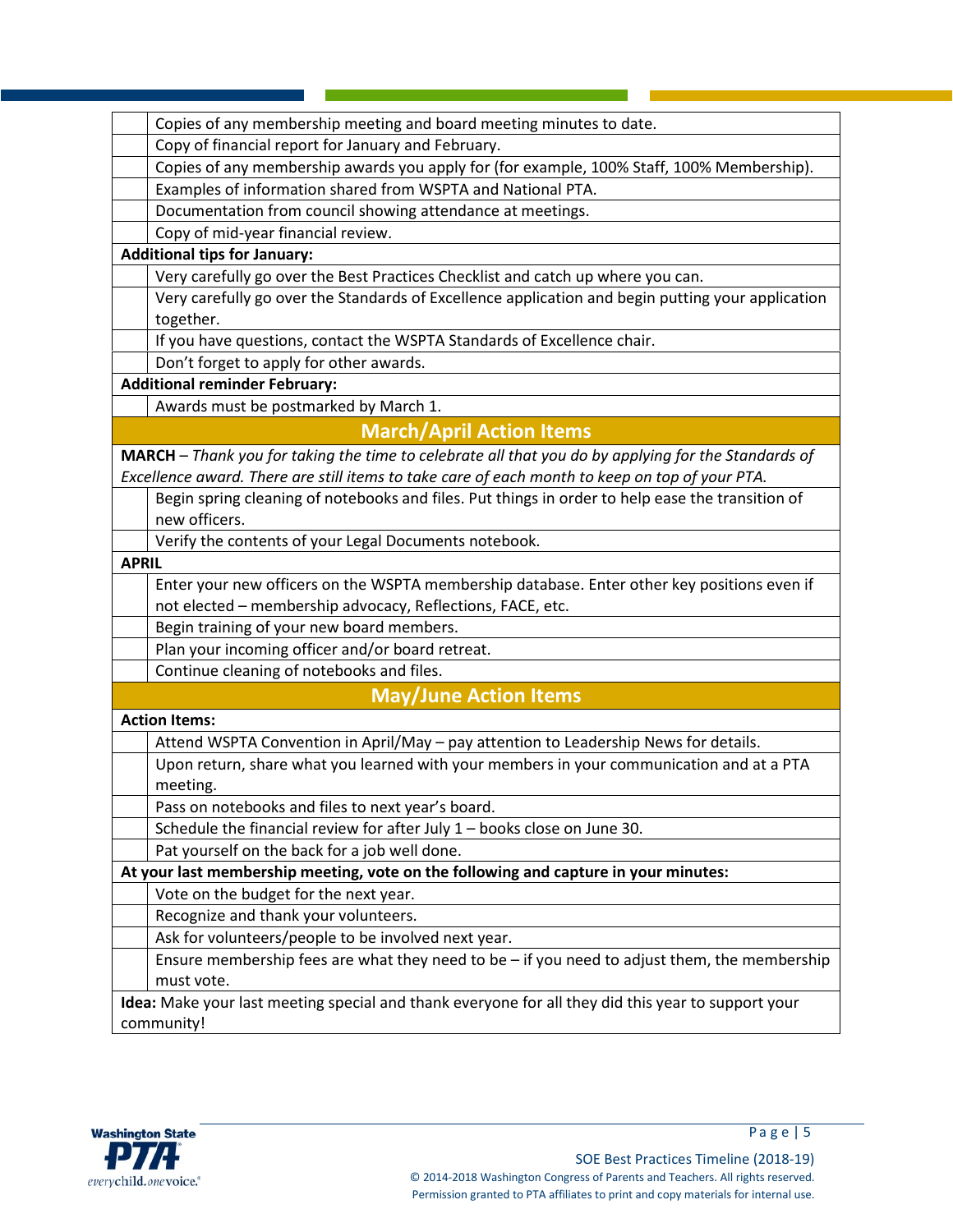| | |
|---|---|
| | Copies of any membership meeting and board meeting minutes to date. |
| | Copy of financial report for January and February. |
| | Copies of any membership awards you apply for (for example, 100% Staff, 100% Membership). |
| | Examples of information shared from WSPTA and National PTA. |
| | Documentation from council showing attendance at meetings. |
| | Copy of mid-year financial review. |
| **Additional tips for January:** | |
| | Very carefully go over the Best Practices Checklist and catch up where you can. |
| | Very carefully go over the Standards of Excellence application and begin putting your application together. |
| | If you have questions, contact the WSPTA Standards of Excellence chair. |
| | Don't forget to apply for other awards. |
| **Additional reminder February:** | |
| | Awards must be postmarked by March 1. |
| **March/April Action Items** | |
| **MARCH** – *Thank you for taking the time to celebrate all that you do by applying for the Standards of Excellence award. There are still items to take care of each month to keep on top of your PTA.* | |
| | Begin spring cleaning of notebooks and files. Put things in order to help ease the transition of new officers. |
| | Verify the contents of your Legal Documents notebook. |
| **APRIL** | |
| | Enter your new officers on the WSPTA membership database. Enter other key positions even if not elected – membership advocacy, Reflections, FACE, etc. |
| | Begin training of your new board members. |
| | Plan your incoming officer and/or board retreat. |
| | Continue cleaning of notebooks and files. |
| **May/June Action Items** | |
| **Action Items:** | |
| | Attend WSPTA Convention in April/May – pay attention to Leadership News for details. |
| | Upon return, share what you learned with your members in your communication and at a PTA meeting. |
| | Pass on notebooks and files to next year's board. |
| | Schedule the financial review for after July 1 – books close on June 30. |
| | Pat yourself on the back for a job well done. |
| **At your last membership meeting, vote on the following and capture in your minutes:** | |
| | Vote on the budget for the next year. |
| | Recognize and thank your volunteers. |
| | Ask for volunteers/people to be involved next year. |
| | Ensure membership fees are what they need to be – if you need to adjust them, the membership must vote. |
| **Idea:** Make your last meeting special and thank everyone for all they did this year to support your community! | |